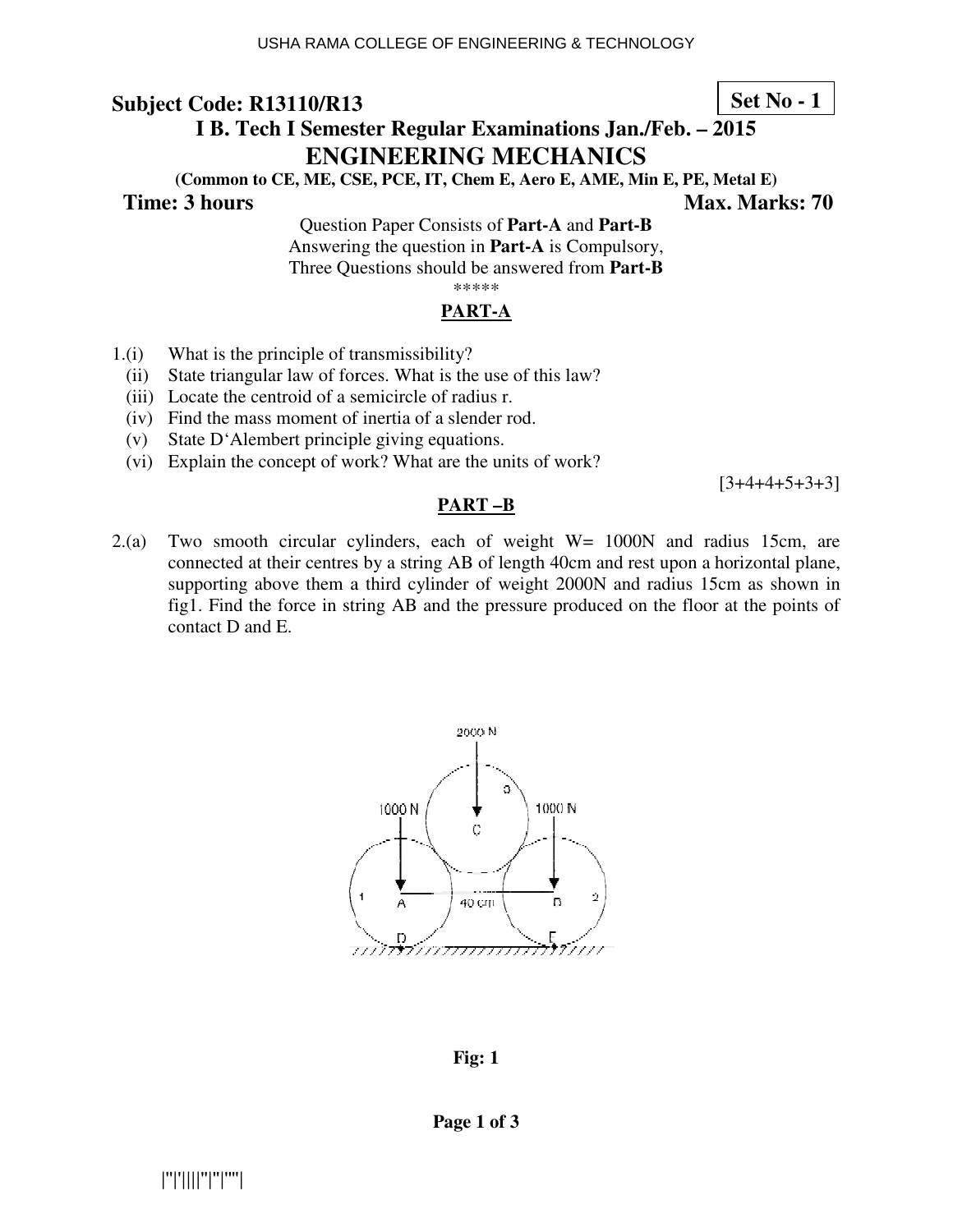**Subject Code: R13110/R13** **Set No - 1**

## I B. Tech I Semester Regular Examinations Jan./Feb. – 2015

# ENGINEERING MECHANICS

**(Common to CE, ME, CSE, PCE, IT, Chem E, Aero E, AME, Min E, PE, Metal E)**

**Time: 3 hours** **Max. Marks: 70**

Question Paper Consists of **Part-A** and **Part-B**
Answering the question in **Part-A** is Compulsory,
Three Questions should be answered from **Part-B**

*****

## PART-A

1.(i) What is the principle of transmissibility?

(ii) State triangular law of forces. What is the use of this law?

(iii) Locate the centroid of a semicircle of radius r.

(iv) Find the mass moment of inertia of a slender rod.

(v) State D'Alembert principle giving equations.

(vi) Explain the concept of work? What are the units of work?

[3+4+4+5+3+3]

## PART –B

2.(a) Two smooth circular cylinders, each of weight W= 1000N and radius 15cm, are connected at their centres by a string AB of length 40cm and rest upon a horizontal plane, supporting above them a third cylinder of weight 2000N and radius 15cm as shown in fig1. Find the force in string AB and the pressure produced on the floor at the points of contact D and E.

**Fig: 1**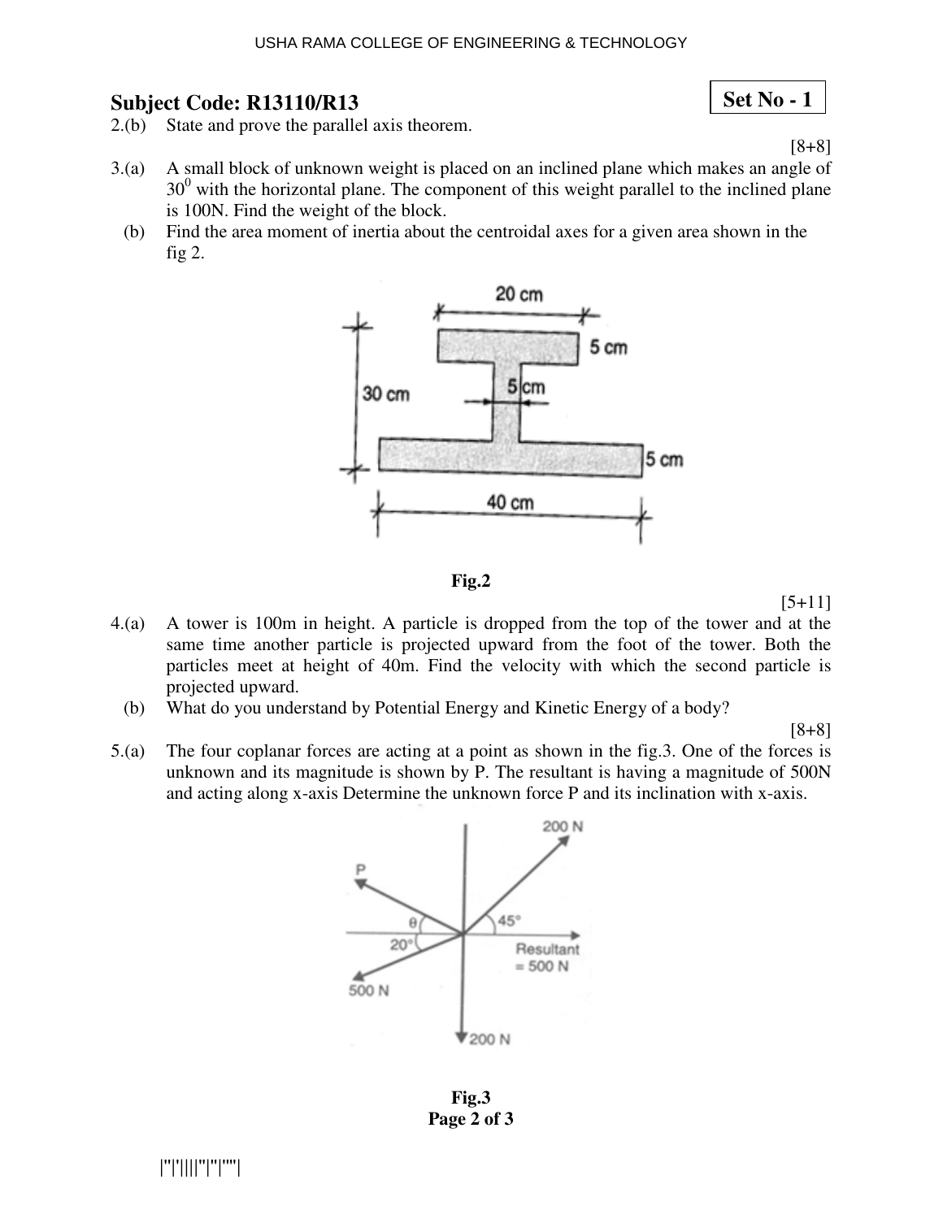**Subject Code: R13110/R13** **Set No - 1**

2.(b) State and prove the parallel axis theorem.

[8+8]

3.(a) A small block of unknown weight is placed on an inclined plane which makes an angle of $30^0$ with the horizontal plane. The component of this weight parallel to the inclined plane is 100N. Find the weight of the block.

(b) Find the area moment of inertia about the centroidal axes for a given area shown in the fig 2.

Fig.2

[5+11]

4.(a) A tower is 100m in height. A particle is dropped from the top of the tower and at the same time another particle is projected upward from the foot of the tower. Both the particles meet at height of 40m. Find the velocity with which the second particle is projected upward.

(b) What do you understand by Potential Energy and Kinetic Energy of a body?

[8+8]

5.(a) The four coplanar forces are acting at a point as shown in the fig.3. One of the forces is unknown and its magnitude is shown by P. The resultant is having a magnitude of 500N and acting along x-axis Determine the unknown force P and its inclination with x-axis.

Fig.3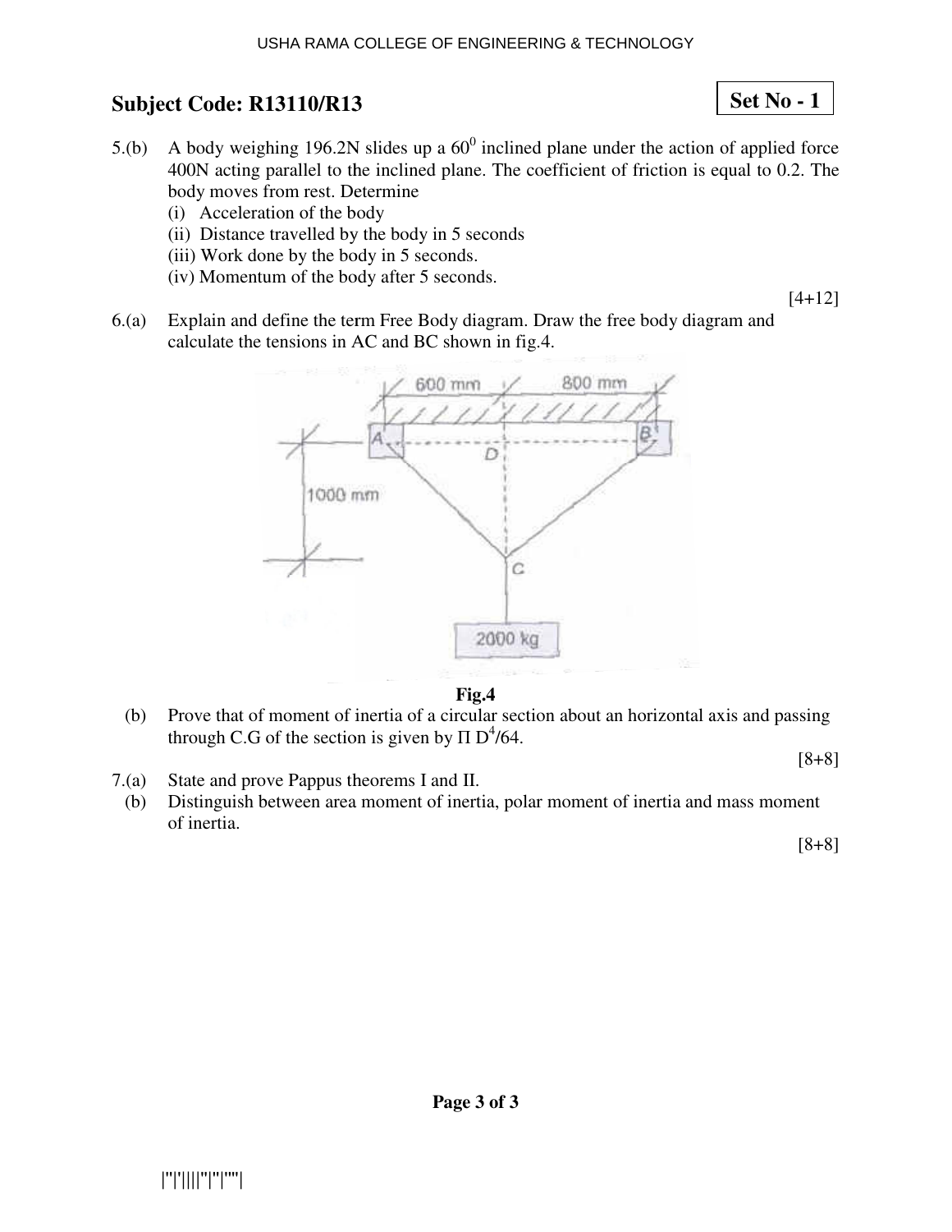## Subject Code: R13110/R13

**Set No - 1**

5.(b) A body weighing 196.2N slides up a $60^0$ inclined plane under the action of applied force 400N acting parallel to the inclined plane. The coefficient of friction is equal to 0.2. The body moves from rest. Determine

(i) Acceleration of the body

(ii) Distance travelled by the body in 5 seconds

(iii) Work done by the body in 5 seconds.

(iv) Momentum of the body after 5 seconds.

[4+12]

6.(a) Explain and define the term Free Body diagram. Draw the free body diagram and calculate the tensions in AC and BC shown in fig.4.

**Fig.4**

(b) Prove that of moment of inertia of a circular section about an horizontal axis and passing through C.G of the section is given by $\Pi D^4/64$.

[8+8]

7.(a) State and prove Pappus theorems I and II.

(b) Distinguish between area moment of inertia, polar moment of inertia and mass moment of inertia.

[8+8]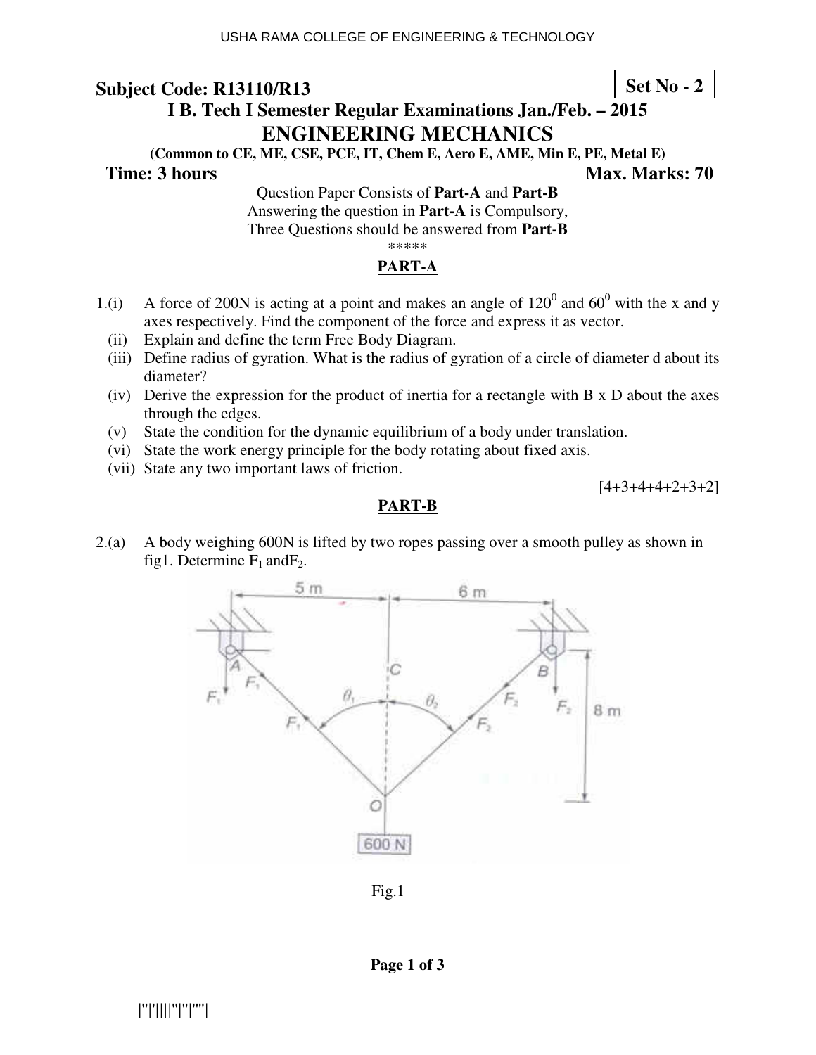**Subject Code: R13110/R13** **Set No - 2**

**I B. Tech I Semester Regular Examinations Jan./Feb. – 2015**

# ENGINEERING MECHANICS

**(Common to CE, ME, CSE, PCE, IT, Chem E, Aero E, AME, Min E, PE, Metal E)**

**Time: 3 hours** **Max. Marks: 70**

Question Paper Consists of **Part-A** and **Part-B**
Answering the question in **Part-A** is Compulsory,
Three Questions should be answered from **Part-B**

*****

## PART-A

1.(i) A force of 200N is acting at a point and makes an angle of $120^0$ and $60^0$ with the x and y axes respectively. Find the component of the force and express it as vector.

(ii) Explain and define the term Free Body Diagram.

(iii) Define radius of gyration. What is the radius of gyration of a circle of diameter d about its diameter?

(iv) Derive the expression for the product of inertia for a rectangle with B x D about the axes through the edges.

(v) State the condition for the dynamic equilibrium of a body under translation.

(vi) State the work energy principle for the body rotating about fixed axis.

(vii) State any two important laws of friction.

[4+3+4+4+2+3+2]

## PART-B

2.(a) A body weighing 600N is lifted by two ropes passing over a smooth pulley as shown in fig1. Determine $F_1$ and $F_2$.

Fig.1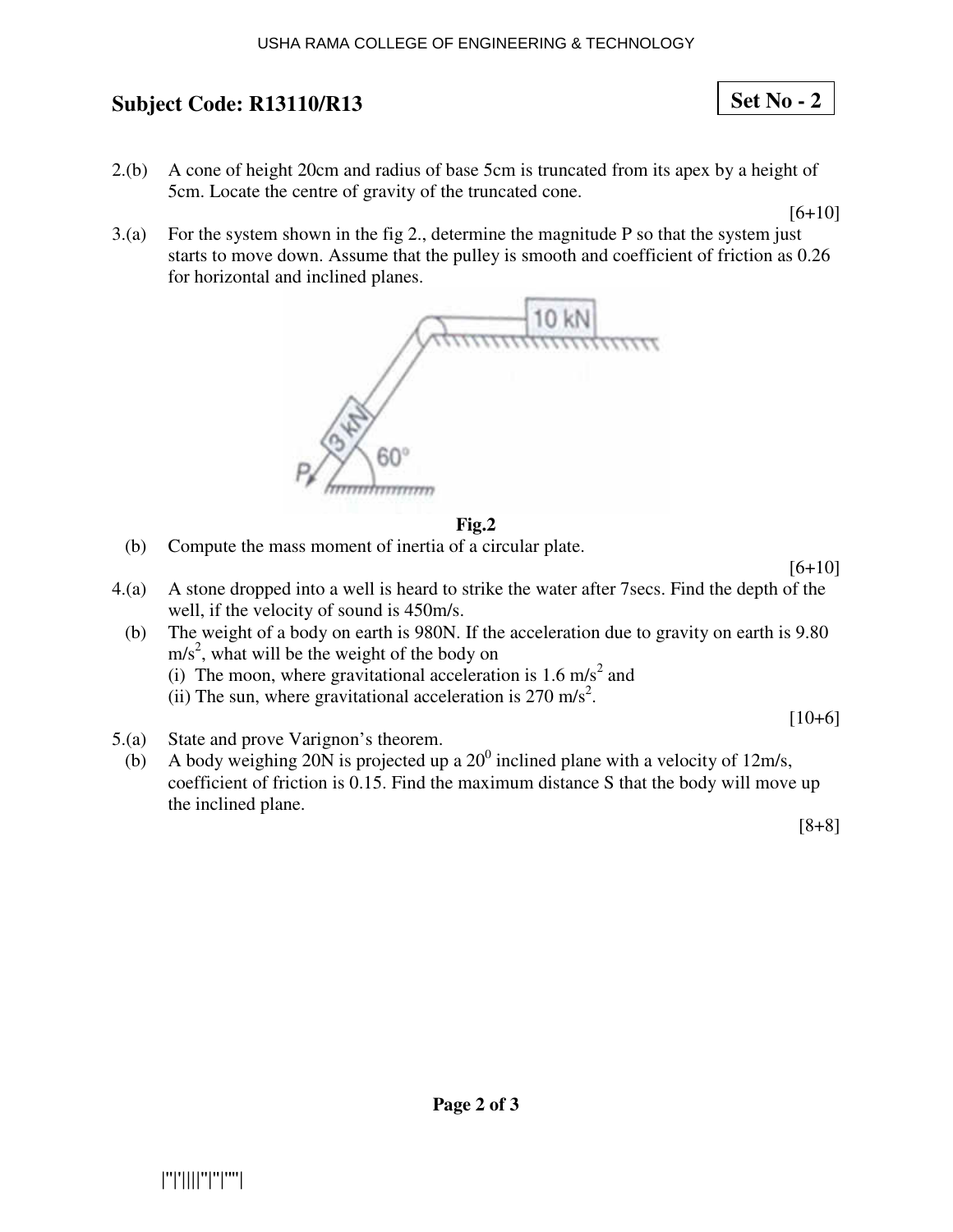**Subject Code: R13110/R13**

**Set No - 2**

2.(b) A cone of height 20cm and radius of base 5cm is truncated from its apex by a height of 5cm. Locate the centre of gravity of the truncated cone.

[6+10]

3.(a) For the system shown in the fig 2., determine the magnitude P so that the system just starts to move down. Assume that the pulley is smooth and coefficient of friction as 0.26 for horizontal and inclined planes.

**Fig.2**

(b) Compute the mass moment of inertia of a circular plate.

[6+10]

4.(a) A stone dropped into a well is heard to strike the water after 7secs. Find the depth of the well, if the velocity of sound is 450m/s.

(b) The weight of a body on earth is 980N. If the acceleration due to gravity on earth is 9.80 $m/s^2$, what will be the weight of the body on

(i) The moon, where gravitational acceleration is 1.6 $m/s^2$ and

(ii) The sun, where gravitational acceleration is 270 $m/s^2$.

[10+6]

5.(a) State and prove Varignon's theorem.

(b) A body weighing 20N is projected up a $20^0$ inclined plane with a velocity of 12m/s, coefficient of friction is 0.15. Find the maximum distance S that the body will move up the inclined plane.

[8+8]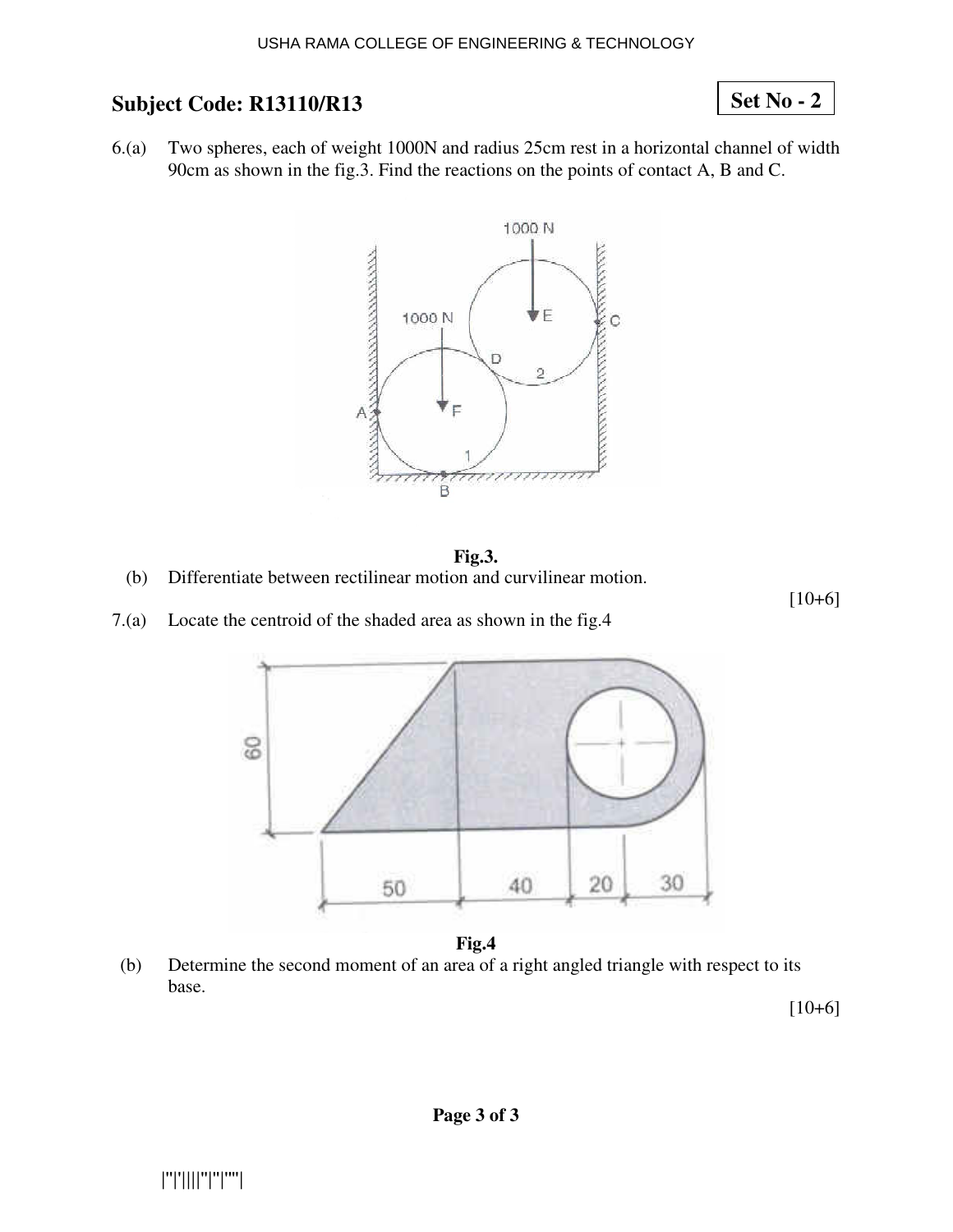**Subject Code: R13110/R13** **Set No - 2**

6.(a) Two spheres, each of weight 1000N and radius 25cm rest in a horizontal channel of width 90cm as shown in the fig.3. Find the reactions on the points of contact A, B and C.

Fig.3.

(b) Differentiate between rectilinear motion and curvilinear motion.

[10+6]

7.(a) Locate the centroid of the shaded area as shown in the fig.4

Fig.4

(b) Determine the second moment of an area of a right angled triangle with respect to its base.

[10+6]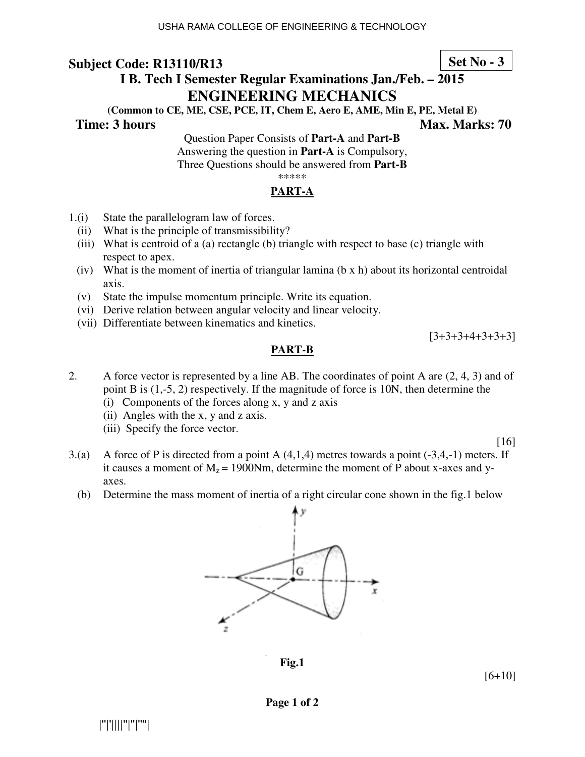**Subject Code: R13110/R13** **Set No - 3**

**I B. Tech I Semester Regular Examinations Jan./Feb. – 2015**

# ENGINEERING MECHANICS

**(Common to CE, ME, CSE, PCE, IT, Chem E, Aero E, AME, Min E, PE, Metal E)**

**Time: 3 hours** **Max. Marks: 70**

Question Paper Consists of **Part-A** and **Part-B**
Answering the question in **Part-A** is Compulsory,
Three Questions should be answered from **Part-B**

*****

## PART-A

1.(i) State the parallelogram law of forces.

(ii) What is the principle of transmissibility?

(iii) What is centroid of a (a) rectangle (b) triangle with respect to base (c) triangle with respect to apex.

(iv) What is the moment of inertia of triangular lamina (b x h) about its horizontal centroidal axis.

(v) State the impulse momentum principle. Write its equation.

(vi) Derive relation between angular velocity and linear velocity.

(vii) Differentiate between kinematics and kinetics.

[3+3+3+4+3+3+3]

## PART-B

2. A force vector is represented by a line AB. The coordinates of point A are (2, 4, 3) and of point B is (1,-5, 2) respectively. If the magnitude of force is 10N, then determine the

(i) Components of the forces along x, y and z axis

(ii) Angles with the x, y and z axis.

(iii) Specify the force vector.

[16]

3.(a) A force of P is directed from a point A (4,1,4) metres towards a point (-3,4,-1) meters. If it causes a moment of $M_z$ = 1900Nm, determine the moment of P about x-axes and y-axes.

(b) Determine the mass moment of inertia of a right circular cone shown in the fig.1 below

**Fig.1**

[6+10]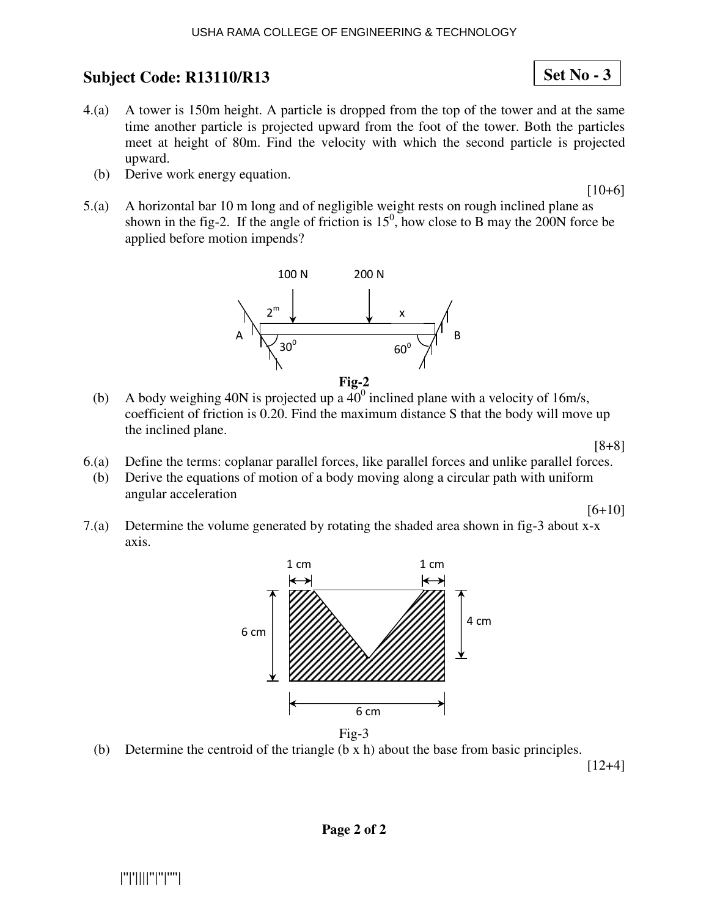## Subject Code: R13110/R13

**Set No - 3**

4.(a) A tower is 150m height. A particle is dropped from the top of the tower and at the same time another particle is projected upward from the foot of the tower. Both the particles meet at height of 80m. Find the velocity with which the second particle is projected upward.

(b) Derive work energy equation.

[10+6]

5.(a) A horizontal bar 10 m long and of negligible weight rests on rough inclined plane as shown in the fig-2. If the angle of friction is $15^0$, how close to B may the 200N force be applied before motion impends?

Fig-2

(b) A body weighing 40N is projected up a $40^0$ inclined plane with a velocity of 16m/s, coefficient of friction is 0.20. Find the maximum distance S that the body will move up the inclined plane.

[8+8]

6.(a) Define the terms: coplanar parallel forces, like parallel forces and unlike parallel forces.

(b) Derive the equations of motion of a body moving along a circular path with uniform angular acceleration

[6+10]

7.(a) Determine the volume generated by rotating the shaded area shown in fig-3 about x-x axis.

Fig-3

(b) Determine the centroid of the triangle (b x h) about the base from basic principles.

[12+4]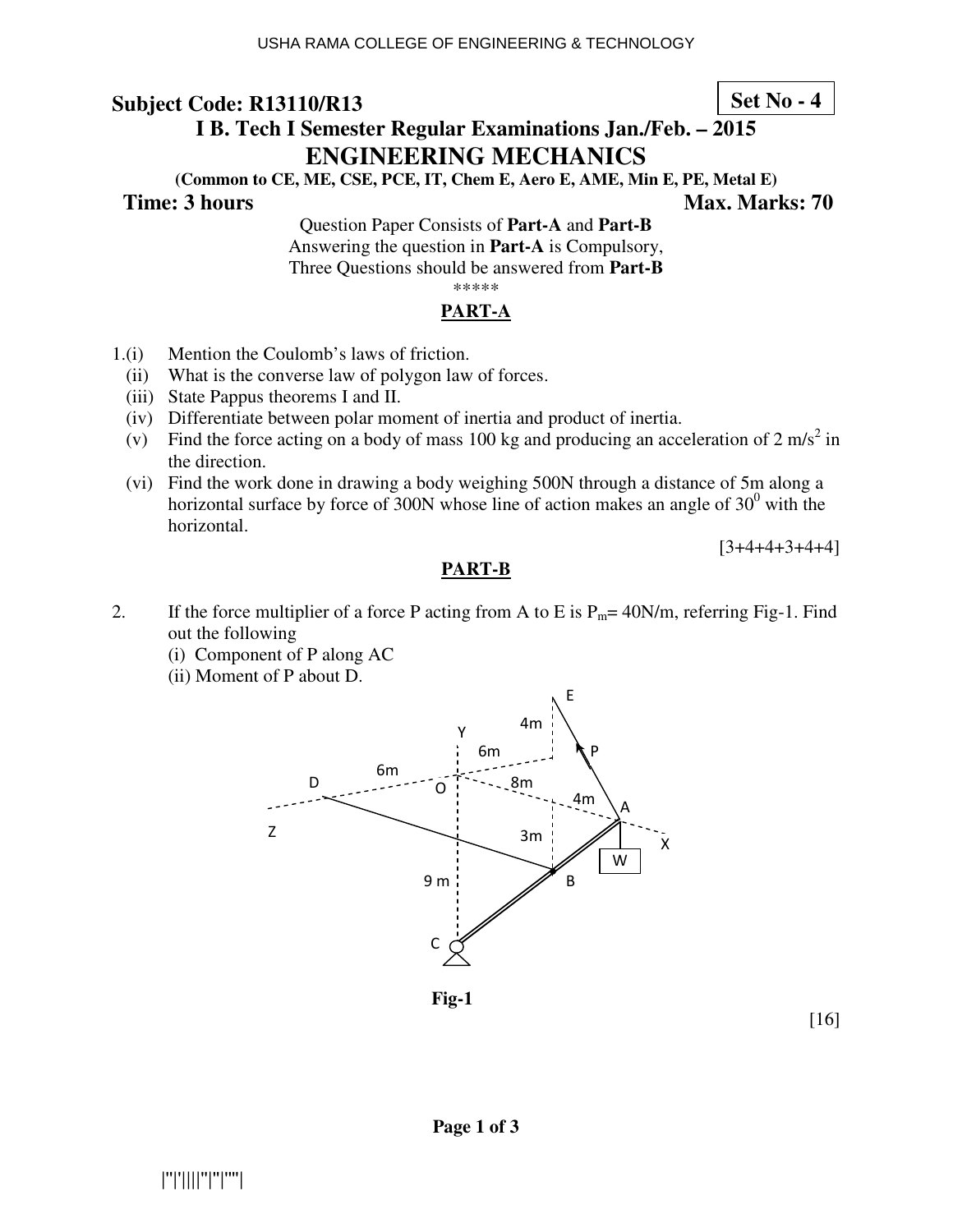USHA RAMA COLLEGE OF ENGINEERING & TECHNOLOGY

**Subject Code: R13110/R13**

**Set No - 4**

## I B. Tech I Semester Regular Examinations Jan./Feb. – 2015

# ENGINEERING MECHANICS

**(Common to CE, ME, CSE, PCE, IT, Chem E, Aero E, AME, Min E, PE, Metal E)**

**Time: 3 hours** **Max. Marks: 70**

Question Paper Consists of **Part-A** and **Part-B**
Answering the question in **Part-A** is Compulsory,
Three Questions should be answered from **Part-B**

\*\*\*\*\*

## PART-A

1.(i) Mention the Coulomb's laws of friction.

(ii) What is the converse law of polygon law of forces.

(iii) State Pappus theorems I and II.

(iv) Differentiate between polar moment of inertia and product of inertia.

(v) Find the force acting on a body of mass 100 kg and producing an acceleration of 2 $m/s^2$ in the direction.

(vi) Find the work done in drawing a body weighing 500N through a distance of 5m along a horizontal surface by force of 300N whose line of action makes an angle of $30^0$ with the horizontal.

[3+4+4+3+4+4]

## PART-B

2. If the force multiplier of a force P acting from A to E is $P_m$= 40N/m, referring Fig-1. Find out the following

(i) Component of P along AC

(ii) Moment of P about D.

Fig-1

[16]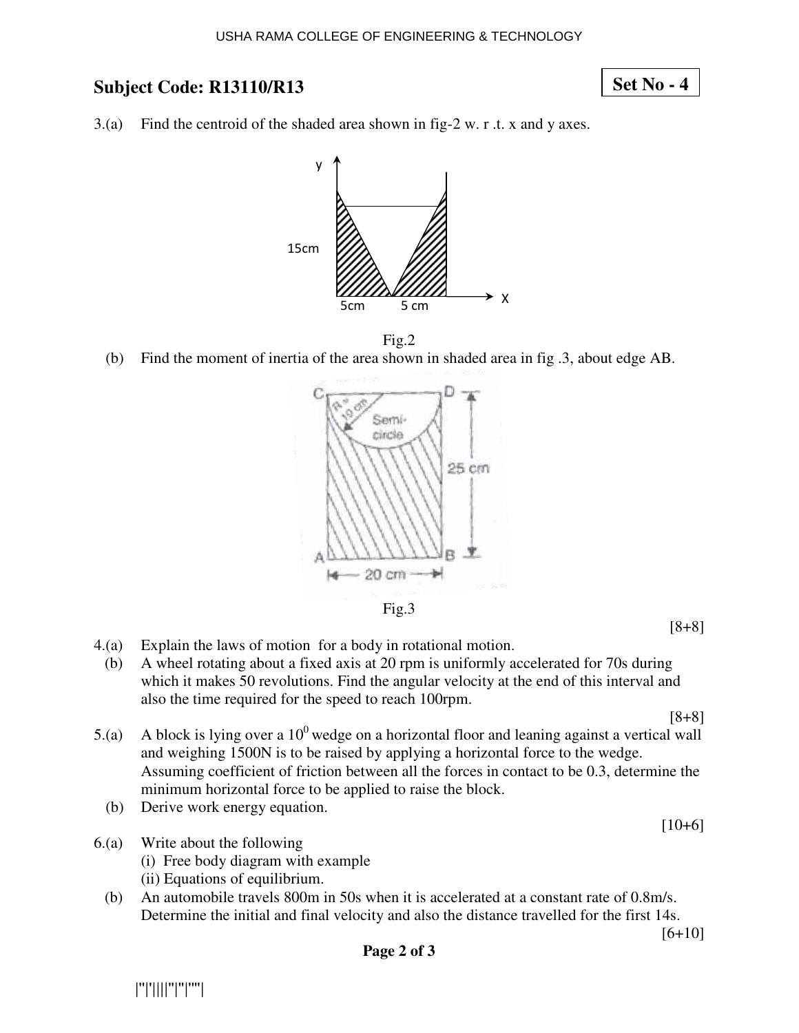## Subject Code: R13110/R13

**Set No - 4**

3.(a) Find the centroid of the shaded area shown in fig-2 w. r .t. x and y axes.

Fig.2

(b) Find the moment of inertia of the area shown in shaded area in fig .3, about edge AB.

Fig.3

[8+8]

4.(a) Explain the laws of motion for a body in rotational motion.

(b) A wheel rotating about a fixed axis at 20 rpm is uniformly accelerated for 70s during which it makes 50 revolutions. Find the angular velocity at the end of this interval and also the time required for the speed to reach 100rpm.

[8+8]

5.(a) A block is lying over a $10^0$ wedge on a horizontal floor and leaning against a vertical wall and weighing 1500N is to be raised by applying a horizontal force to the wedge. Assuming coefficient of friction between all the forces in contact to be 0.3, determine the minimum horizontal force to be applied to raise the block.

(b) Derive work energy equation.

[10+6]

6.(a) Write about the following

(i) Free body diagram with example

(ii) Equations of equilibrium.

(b) An automobile travels 800m in 50s when it is accelerated at a constant rate of 0.8m/s. Determine the initial and final velocity and also the distance travelled for the first 14s.

[6+10]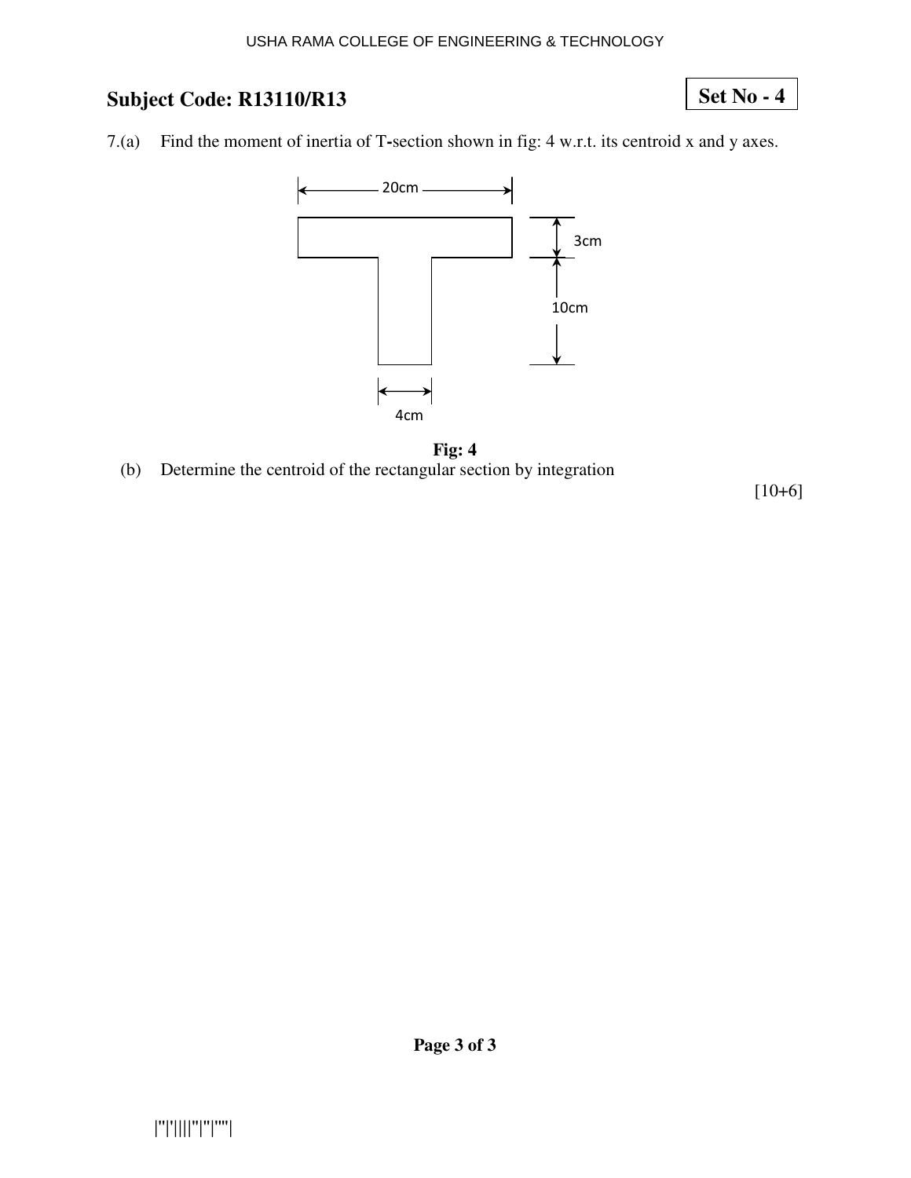**Subject Code: R13110/R13**

**Set No - 4**

7.(a) Find the moment of inertia of T-section shown in fig: 4 w.r.t. its centroid x and y axes.

20cm

3cm

10cm

4cm

**Fig: 4**

(b) Determine the centroid of the rectangular section by integration

[10+6]